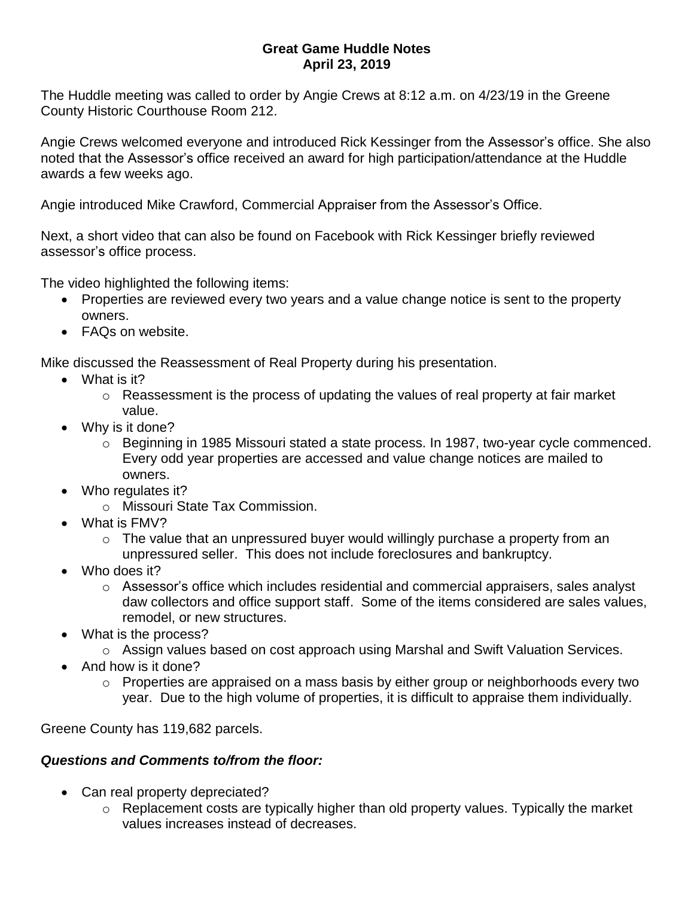**Great Game Huddle Notes**
**April 23, 2019**

The Huddle meeting was called to order by Angie Crews at 8:12 a.m. on 4/23/19 in the Greene County Historic Courthouse Room 212.

Angie Crews welcomed everyone and introduced Rick Kessinger from the Assessor's office. She also noted that the Assessor's office received an award for high participation/attendance at the Huddle awards a few weeks ago.

Angie introduced Mike Crawford, Commercial Appraiser from the Assessor's Office.

Next, a short video that can also be found on Facebook with Rick Kessinger briefly reviewed assessor's office process.

The video highlighted the following items:

- Properties are reviewed every two years and a value change notice is sent to the property owners.
- FAQs on website.

Mike discussed the Reassessment of Real Property during his presentation.

- What is it?
  - Reassessment is the process of updating the values of real property at fair market value.
- Why is it done?
  - Beginning in 1985 Missouri stated a state process. In 1987, two-year cycle commenced. Every odd year properties are accessed and value change notices are mailed to owners.
- Who regulates it?
  - Missouri State Tax Commission.
- What is FMV?
  - The value that an unpressured buyer would willingly purchase a property from an unpressured seller. This does not include foreclosures and bankruptcy.
- Who does it?
  - Assessor's office which includes residential and commercial appraisers, sales analyst daw collectors and office support staff. Some of the items considered are sales values, remodel, or new structures.
- What is the process?
  - Assign values based on cost approach using Marshal and Swift Valuation Services.
- And how is it done?
  - Properties are appraised on a mass basis by either group or neighborhoods every two year. Due to the high volume of properties, it is difficult to appraise them individually.

Greene County has 119,682 parcels.

***Questions and Comments to/from the floor:***

- Can real property depreciated?
  - Replacement costs are typically higher than old property values. Typically the market values increases instead of decreases.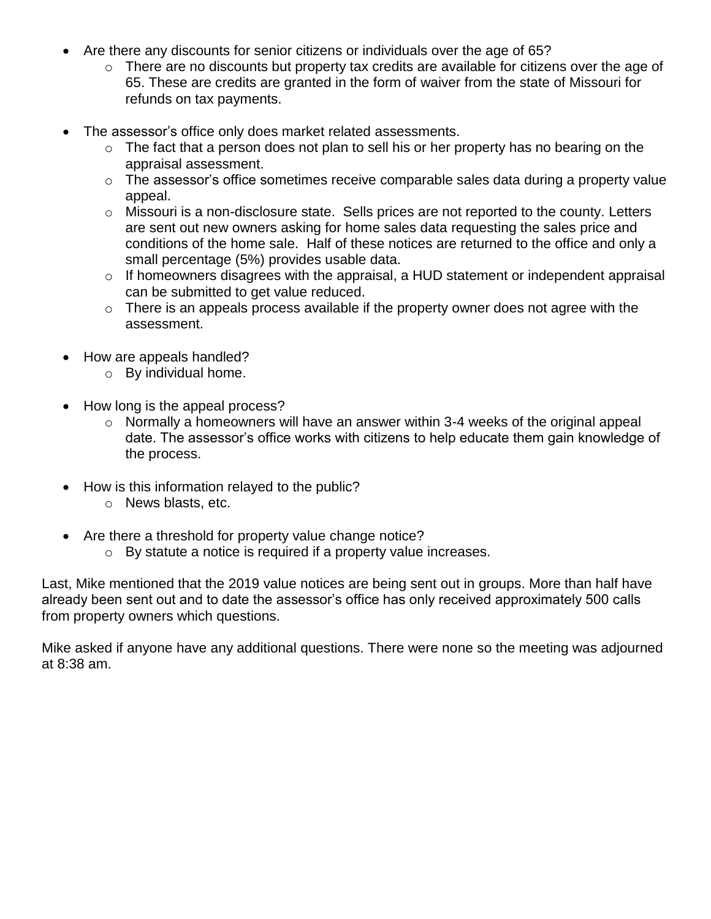- Are there any discounts for senior citizens or individuals over the age of 65?
    - There are no discounts but property tax credits are available for citizens over the age of 65. These are credits are granted in the form of waiver from the state of Missouri for refunds on tax payments.

- The assessor's office only does market related assessments.
    - The fact that a person does not plan to sell his or her property has no bearing on the appraisal assessment.
    - The assessor's office sometimes receive comparable sales data during a property value appeal.
    - Missouri is a non-disclosure state. Sells prices are not reported to the county. Letters are sent out new owners asking for home sales data requesting the sales price and conditions of the home sale. Half of these notices are returned to the office and only a small percentage (5%) provides usable data.
    - If homeowners disagrees with the appraisal, a HUD statement or independent appraisal can be submitted to get value reduced.
    - There is an appeals process available if the property owner does not agree with the assessment.

- How are appeals handled?
    - By individual home.

- How long is the appeal process?
    - Normally a homeowners will have an answer within 3-4 weeks of the original appeal date. The assessor's office works with citizens to help educate them gain knowledge of the process.

- How is this information relayed to the public?
    - News blasts, etc.

- Are there a threshold for property value change notice?
    - By statute a notice is required if a property value increases.

Last, Mike mentioned that the 2019 value notices are being sent out in groups. More than half have already been sent out and to date the assessor's office has only received approximately 500 calls from property owners which questions.

Mike asked if anyone have any additional questions. There were none so the meeting was adjourned at 8:38 am.